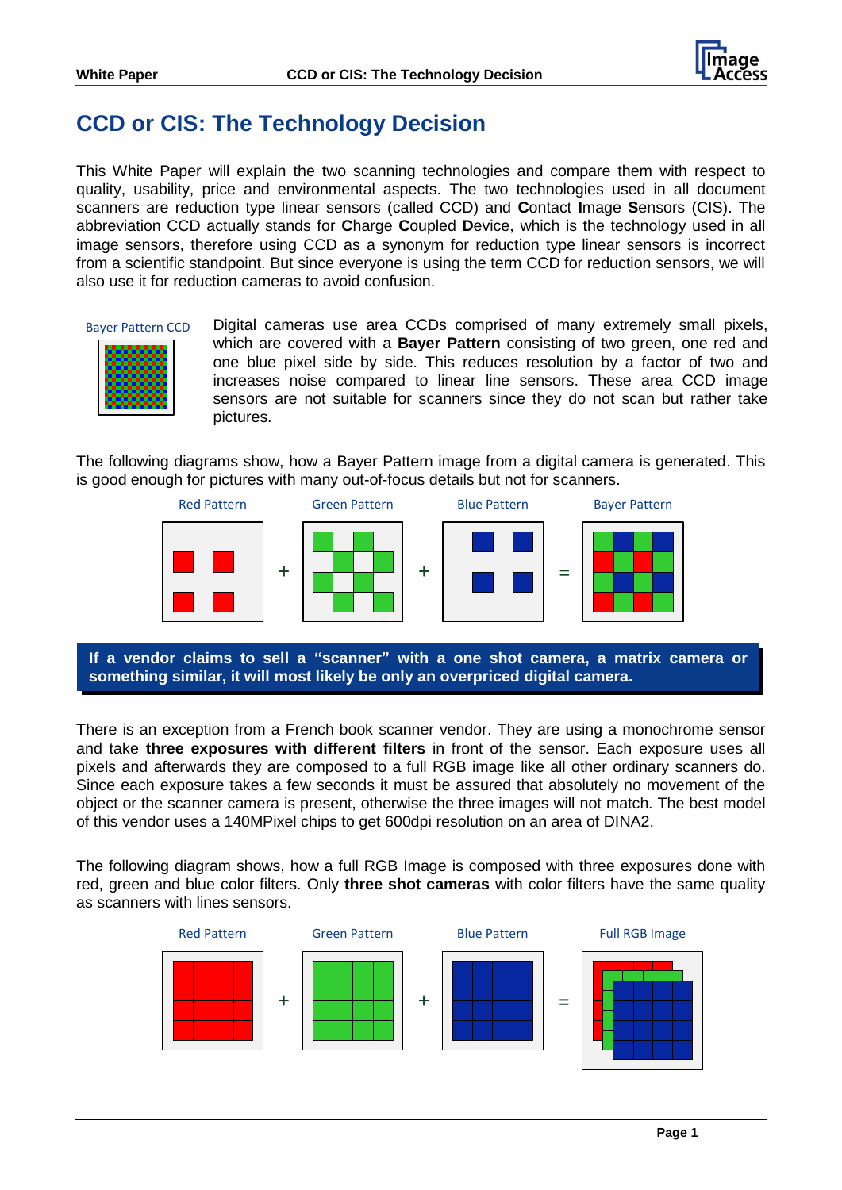# CCD or CIS: The Technology Decision

This White Paper will explain the two scanning technologies and compare them with respect to quality, usability, price and environmental aspects. The two technologies used in all document scanners are reduction type linear sensors (called CCD) and **C**ontact **I**mage **S**ensors (CIS). The abbreviation CCD actually stands for **C**harge **C**oupled **D**evice, which is the technology used in all image sensors, therefore using CCD as a synonym for reduction type linear sensors is incorrect from a scientific standpoint. But since everyone is using the term CCD for reduction sensors, we will also use it for reduction cameras to avoid confusion.

Bayer Pattern CCD

Digital cameras use area CCDs comprised of many extremely small pixels, which are covered with a **Bayer Pattern** consisting of two green, one red and one blue pixel side by side. This reduces resolution by a factor of two and increases noise compared to linear line sensors. These area CCD image sensors are not suitable for scanners since they do not scan but rather take pictures.

The following diagrams show, how a Bayer Pattern image from a digital camera is generated. This is good enough for pictures with many out-of-focus details but not for scanners.

Red Pattern + Green Pattern + Blue Pattern = Bayer Pattern

**If a vendor claims to sell a "scanner" with a one shot camera, a matrix camera or something similar, it will most likely be only an overpriced digital camera.**

There is an exception from a French book scanner vendor. They are using a monochrome sensor and take **three exposures with different filters** in front of the sensor. Each exposure uses all pixels and afterwards they are composed to a full RGB image like all other ordinary scanners do. Since each exposure takes a few seconds it must be assured that absolutely no movement of the object or the scanner camera is present, otherwise the three images will not match. The best model of this vendor uses a 140MPixel chips to get 600dpi resolution on an area of DINA2.

The following diagram shows, how a full RGB Image is composed with three exposures done with red, green and blue color filters. Only **three shot cameras** with color filters have the same quality as scanners with lines sensors.

Red Pattern + Green Pattern + Blue Pattern = Full RGB Image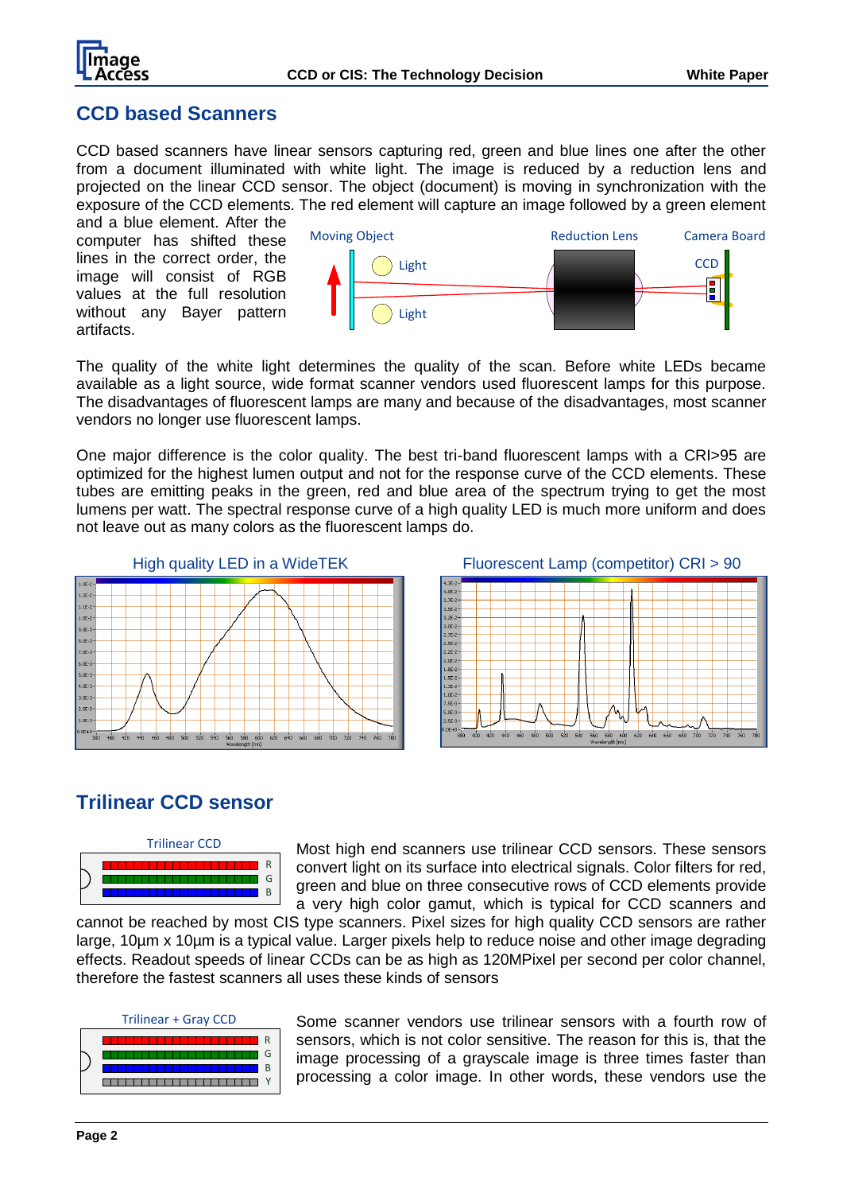## CCD based Scanners

CCD based scanners have linear sensors capturing red, green and blue lines one after the other from a document illuminated with white light. The image is reduced by a reduction lens and projected on the linear CCD sensor. The object (document) is moving in synchronization with the exposure of the CCD elements. The red element will capture an image followed by a green element and a blue element. After the computer has shifted these lines in the correct order, the image will consist of RGB values at the full resolution without any Bayer pattern artifacts.

The quality of the white light determines the quality of the scan. Before white LEDs became available as a light source, wide format scanner vendors used fluorescent lamps for this purpose. The disadvantages of fluorescent lamps are many and because of the disadvantages, most scanner vendors no longer use fluorescent lamps.

One major difference is the color quality. The best tri-band fluorescent lamps with a CRI>95 are optimized for the highest lumen output and not for the response curve of the CCD elements. These tubes are emitting peaks in the green, red and blue area of the spectrum trying to get the most lumens per watt. The spectral response curve of a high quality LED is much more uniform and does not leave out as many colors as the fluorescent lamps do.

High quality LED in a WideTEK

Fluorescent Lamp (competitor) CRI > 90

## Trilinear CCD sensor

Trilinear CCD

Most high end scanners use trilinear CCD sensors. These sensors convert light on its surface into electrical signals. Color filters for red, green and blue on three consecutive rows of CCD elements provide a very high color gamut, which is typical for CCD scanners and cannot be reached by most CIS type scanners. Pixel sizes for high quality CCD sensors are rather large, 10µm x 10µm is a typical value. Larger pixels help to reduce noise and other image degrading effects. Readout speeds of linear CCDs can be as high as 120MPixel per second per color channel, therefore the fastest scanners all uses these kinds of sensors

Trilinear + Gray CCD

Some scanner vendors use trilinear sensors with a fourth row of sensors, which is not color sensitive. The reason for this is, that the image processing of a grayscale image is three times faster than processing a color image. In other words, these vendors use the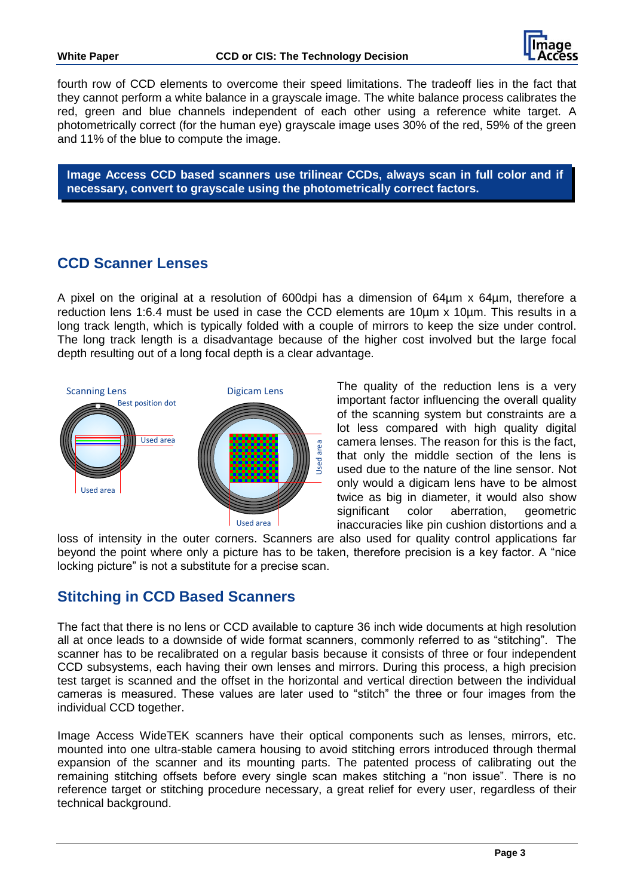fourth row of CCD elements to overcome their speed limitations. The tradeoff lies in the fact that they cannot perform a white balance in a grayscale image. The white balance process calibrates the red, green and blue channels independent of each other using a reference white target. A photometrically correct (for the human eye) grayscale image uses 30% of the red, 59% of the green and 11% of the blue to compute the image.

**Image Access CCD based scanners use trilinear CCDs, always scan in full color and if necessary, convert to grayscale using the photometrically correct factors.**

## CCD Scanner Lenses

A pixel on the original at a resolution of 600dpi has a dimension of 64µm x 64µm, therefore a reduction lens 1:6.4 must be used in case the CCD elements are 10µm x 10µm. This results in a long track length, which is typically folded with a couple of mirrors to keep the size under control. The long track length is a disadvantage because of the higher cost involved but the large focal depth resulting out of a long focal depth is a clear advantage.

The quality of the reduction lens is a very important factor influencing the overall quality of the scanning system but constraints are a lot less compared with high quality digital camera lenses. The reason for this is the fact, that only the middle section of the lens is used due to the nature of the line sensor. Not only would a digicam lens have to be almost twice as big in diameter, it would also show significant color aberration, geometric inaccuracies like pin cushion distortions and a loss of intensity in the outer corners. Scanners are also used for quality control applications far beyond the point where only a picture has to be taken, therefore precision is a key factor. A "nice locking picture" is not a substitute for a precise scan.

## Stitching in CCD Based Scanners

The fact that there is no lens or CCD available to capture 36 inch wide documents at high resolution all at once leads to a downside of wide format scanners, commonly referred to as "stitching". The scanner has to be recalibrated on a regular basis because it consists of three or four independent CCD subsystems, each having their own lenses and mirrors. During this process, a high precision test target is scanned and the offset in the horizontal and vertical direction between the individual cameras is measured. These values are later used to "stitch" the three or four images from the individual CCD together.

Image Access WideTEK scanners have their optical components such as lenses, mirrors, etc. mounted into one ultra-stable camera housing to avoid stitching errors introduced through thermal expansion of the scanner and its mounting parts. The patented process of calibrating out the remaining stitching offsets before every single scan makes stitching a "non issue". There is no reference target or stitching procedure necessary, a great relief for every user, regardless of their technical background.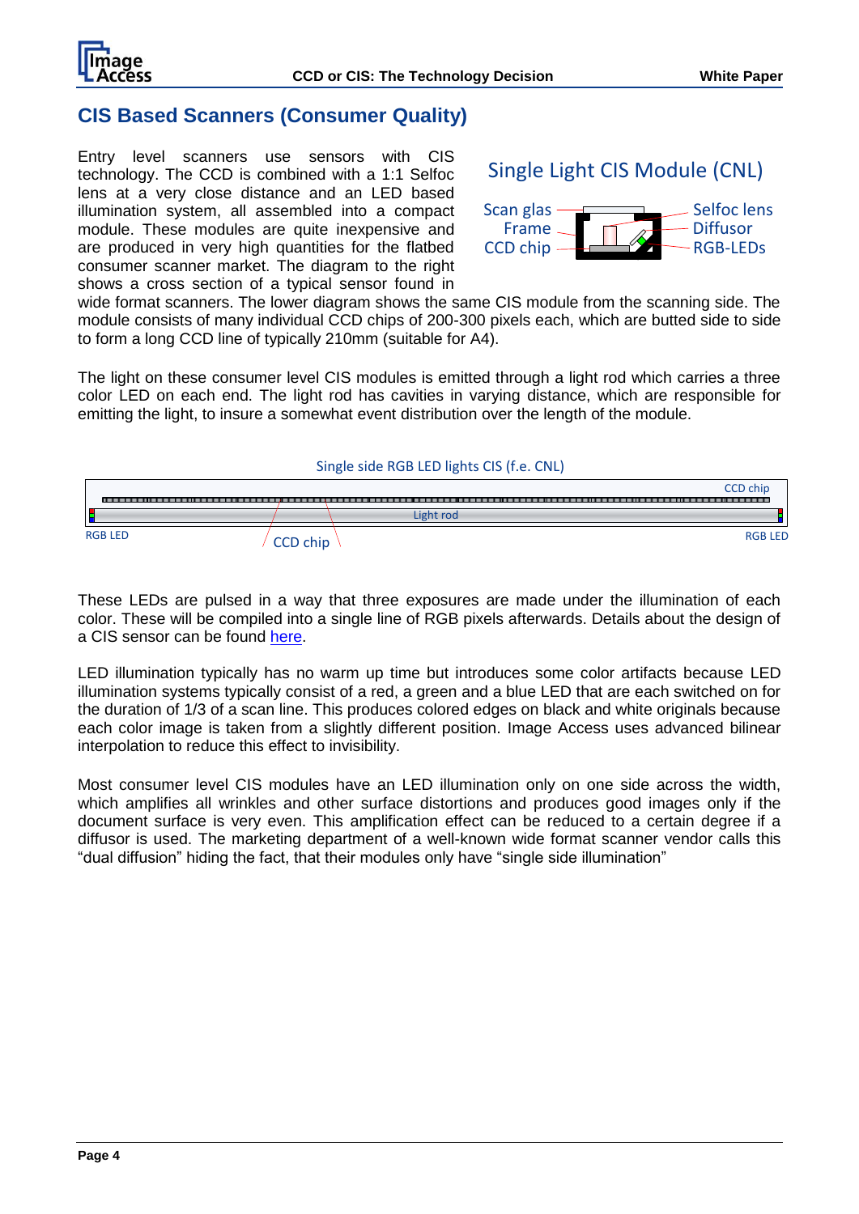## CIS Based Scanners (Consumer Quality)

Entry level scanners use sensors with CIS technology. The CCD is combined with a 1:1 Selfoc lens at a very close distance and an LED based illumination system, all assembled into a compact module. These modules are quite inexpensive and are produced in very high quantities for the flatbed consumer scanner market. The diagram to the right shows a cross section of a typical sensor found in wide format scanners. The lower diagram shows the same CIS module from the scanning side. The module consists of many individual CCD chips of 200-300 pixels each, which are butted side to side to form a long CCD line of typically 210mm (suitable for A4).

Single Light CIS Module (CNL)

Scan glas, Frame, CCD chip, Selfoc lens, Diffusor, RGB-LEDs

The light on these consumer level CIS modules is emitted through a light rod which carries a three color LED on each end. The light rod has cavities in varying distance, which are responsible for emitting the light, to insure a somewhat event distribution over the length of the module.

Single side RGB LED lights CIS (f.e. CNL)

CCD chip, Light rod, RGB LED, CCD chip, RGB LED

These LEDs are pulsed in a way that three exposures are made under the illumination of each color. These will be compiled into a single line of RGB pixels afterwards. Details about the design of a CIS sensor can be found here.

LED illumination typically has no warm up time but introduces some color artifacts because LED illumination systems typically consist of a red, a green and a blue LED that are each switched on for the duration of 1/3 of a scan line. This produces colored edges on black and white originals because each color image is taken from a slightly different position. Image Access uses advanced bilinear interpolation to reduce this effect to invisibility.

Most consumer level CIS modules have an LED illumination only on one side across the width, which amplifies all wrinkles and other surface distortions and produces good images only if the document surface is very even. This amplification effect can be reduced to a certain degree if a diffusor is used. The marketing department of a well-known wide format scanner vendor calls this “dual diffusion” hiding the fact, that their modules only have “single side illumination”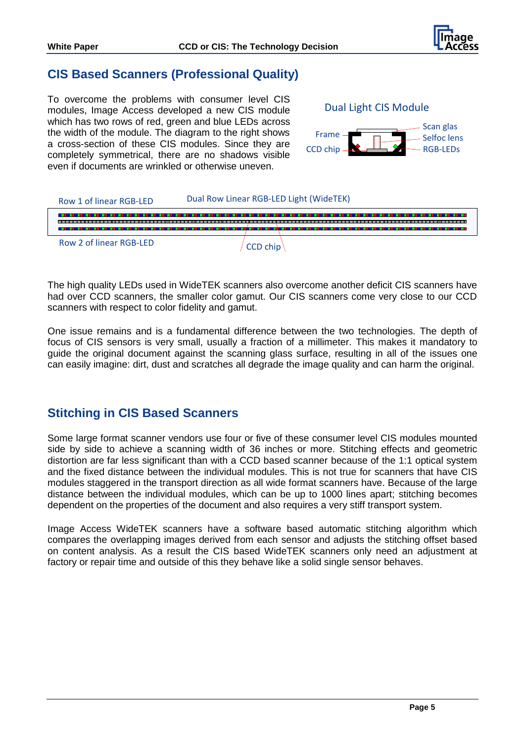## CIS Based Scanners (Professional Quality)

To overcome the problems with consumer level CIS modules, Image Access developed a new CIS module which has two rows of red, green and blue LEDs across the width of the module. The diagram to the right shows a cross-section of these CIS modules. Since they are completely symmetrical, there are no shadows visible even if documents are wrinkled or otherwise uneven.

Dual Light CIS Module

Frame, CCD chip, Scan glas, Selfoc lens, RGB-LEDs

Row 1 of linear RGB-LED — Dual Row Linear RGB-LED Light (WideTEK)

Row 2 of linear RGB-LED — CCD chip

The high quality LEDs used in WideTEK scanners also overcome another deficit CIS scanners have had over CCD scanners, the smaller color gamut. Our CIS scanners come very close to our CCD scanners with respect to color fidelity and gamut.

One issue remains and is a fundamental difference between the two technologies. The depth of focus of CIS sensors is very small, usually a fraction of a millimeter. This makes it mandatory to guide the original document against the scanning glass surface, resulting in all of the issues one can easily imagine: dirt, dust and scratches all degrade the image quality and can harm the original.

## Stitching in CIS Based Scanners

Some large format scanner vendors use four or five of these consumer level CIS modules mounted side by side to achieve a scanning width of 36 inches or more. Stitching effects and geometric distortion are far less significant than with a CCD based scanner because of the 1:1 optical system and the fixed distance between the individual modules. This is not true for scanners that have CIS modules staggered in the transport direction as all wide format scanners have. Because of the large distance between the individual modules, which can be up to 1000 lines apart; stitching becomes dependent on the properties of the document and also requires a very stiff transport system.

Image Access WideTEK scanners have a software based automatic stitching algorithm which compares the overlapping images derived from each sensor and adjusts the stitching offset based on content analysis. As a result the CIS based WideTEK scanners only need an adjustment at factory or repair time and outside of this they behave like a solid single sensor behaves.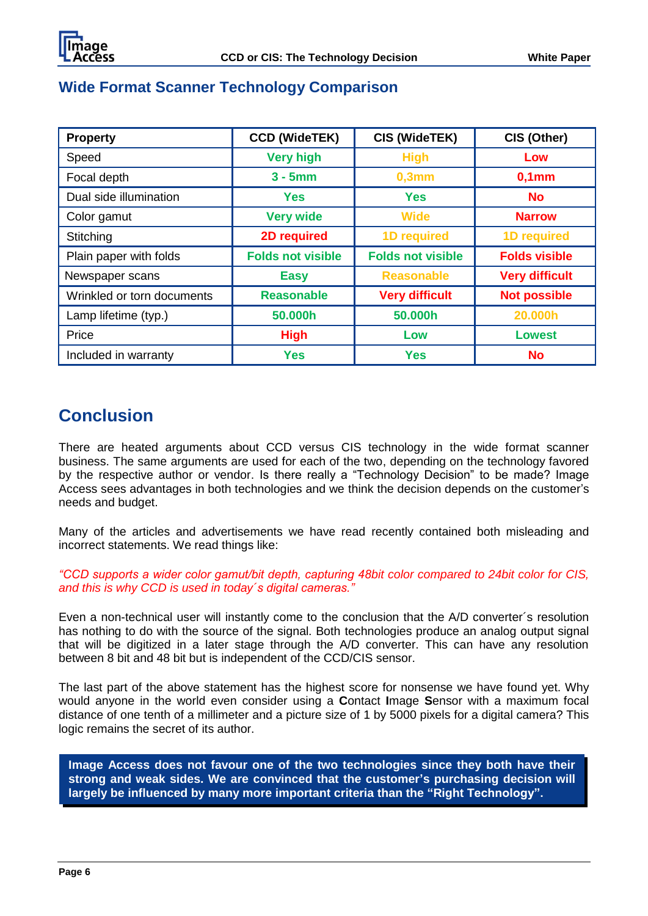## Wide Format Scanner Technology Comparison

| Property | CCD (WideTEK) | CIS (WideTEK) | CIS (Other) |
|---|---|---|---|
| Speed | Very high | High | Low |
| Focal depth | 3 - 5mm | 0,3mm | 0,1mm |
| Dual side illumination | Yes | Yes | No |
| Color gamut | Very wide | Wide | Narrow |
| Stitching | 2D required | 1D required | 1D required |
| Plain paper with folds | Folds not visible | Folds not visible | Folds visible |
| Newspaper scans | Easy | Reasonable | Very difficult |
| Wrinkled or torn documents | Reasonable | Very difficult | Not possible |
| Lamp lifetime (typ.) | 50.000h | 50.000h | 20.000h |
| Price | High | Low | Lowest |
| Included in warranty | Yes | Yes | No |

# Conclusion

There are heated arguments about CCD versus CIS technology in the wide format scanner business. The same arguments are used for each of the two, depending on the technology favored by the respective author or vendor. Is there really a "Technology Decision" to be made? Image Access sees advantages in both technologies and we think the decision depends on the customer's needs and budget.

Many of the articles and advertisements we have read recently contained both misleading and incorrect statements. We read things like:

*"CCD supports a wider color gamut/bit depth, capturing 48bit color compared to 24bit color for CIS, and this is why CCD is used in today´s digital cameras."*

Even a non-technical user will instantly come to the conclusion that the A/D converter´s resolution has nothing to do with the source of the signal. Both technologies produce an analog output signal that will be digitized in a later stage through the A/D converter. This can have any resolution between 8 bit and 48 bit but is independent of the CCD/CIS sensor.

The last part of the above statement has the highest score for nonsense we have found yet. Why would anyone in the world even consider using a **C**ontact **I**mage **S**ensor with a maximum focal distance of one tenth of a millimeter and a picture size of 1 by 5000 pixels for a digital camera? This logic remains the secret of its author.

**Image Access does not favour one of the two technologies since they both have their strong and weak sides. We are convinced that the customer's purchasing decision will largely be influenced by many more important criteria than the "Right Technology".**